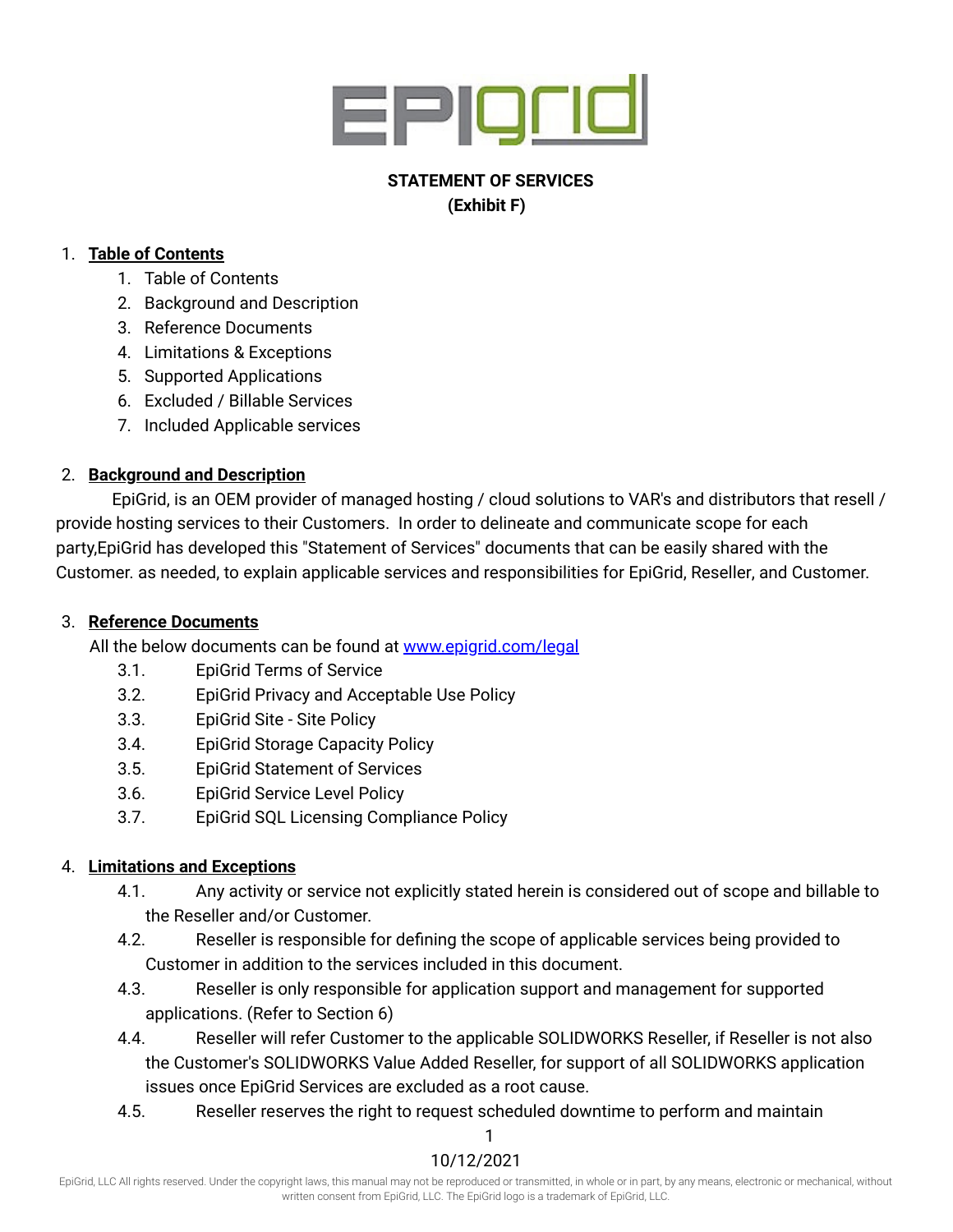**STATEMENT OF SERVICES**
**(Exhibit F)**

1. **Table of Contents**
    1. Table of Contents
    2. Background and Description
    3. Reference Documents
    4. Limitations & Exceptions
    5. Supported Applications
    6. Excluded / Billable Services
    7. Included Applicable services

2. **Background and Description**

    EpiGrid, is an OEM provider of managed hosting / cloud solutions to VAR's and distributors that resell / provide hosting services to their Customers. In order to delineate and communicate scope for each party,EpiGrid has developed this "Statement of Services" documents that can be easily shared with the Customer. as needed, to explain applicable services and responsibilities for EpiGrid, Reseller, and Customer.

3. **Reference Documents**

    All the below documents can be found at [www.epigrid.com/legal](http://www.epigrid.com/legal)

    3.1. EpiGrid Terms of Service
    3.2. EpiGrid Privacy and Acceptable Use Policy
    3.3. EpiGrid Site - Site Policy
    3.4. EpiGrid Storage Capacity Policy
    3.5. EpiGrid Statement of Services
    3.6. EpiGrid Service Level Policy
    3.7. EpiGrid SQL Licensing Compliance Policy

4. **Limitations and Exceptions**

    4.1. Any activity or service not explicitly stated herein is considered out of scope and billable to the Reseller and/or Customer.
    4.2. Reseller is responsible for defining the scope of applicable services being provided to Customer in addition to the services included in this document.
    4.3. Reseller is only responsible for application support and management for supported applications. (Refer to Section 6)
    4.4. Reseller will refer Customer to the applicable SOLIDWORKS Reseller, if Reseller is not also the Customer's SOLIDWORKS Value Added Reseller, for support of all SOLIDWORKS application issues once EpiGrid Services are excluded as a root cause.
    4.5. Reseller reserves the right to request scheduled downtime to perform and maintain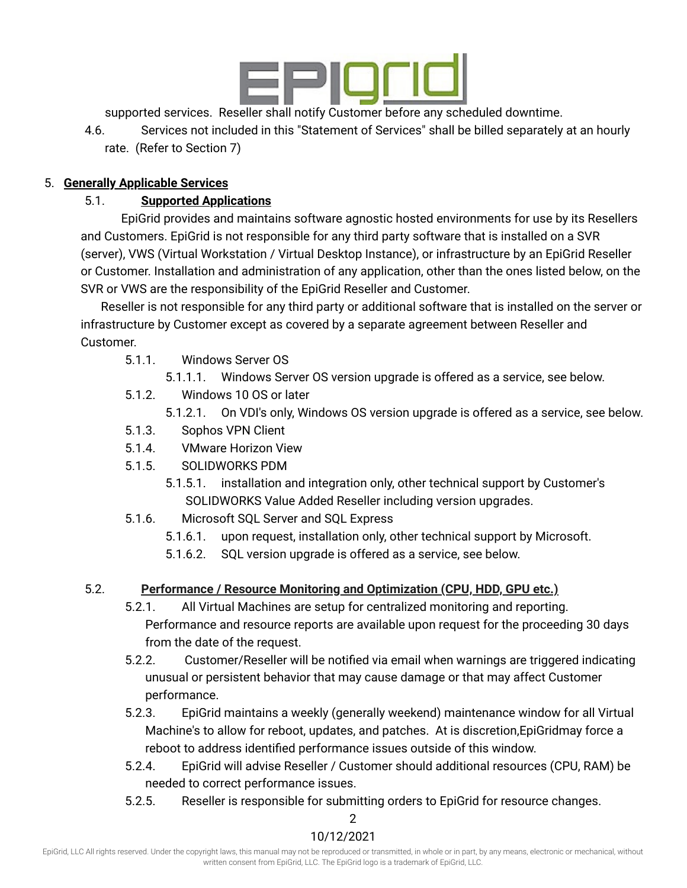supported services. Reseller shall notify Customer before any scheduled downtime.

4.6. Services not included in this "Statement of Services" shall be billed separately at an hourly rate. (Refer to Section 7)

5. **Generally Applicable Services**

   5.1. **Supported Applications**

   EpiGrid provides and maintains software agnostic hosted environments for use by its Resellers and Customers. EpiGrid is not responsible for any third party software that is installed on a SVR (server), VWS (Virtual Workstation / Virtual Desktop Instance), or infrastructure by an EpiGrid Reseller or Customer. Installation and administration of any application, other than the ones listed below, on the SVR or VWS are the responsibility of the EpiGrid Reseller and Customer.

   Reseller is not responsible for any third party or additional software that is installed on the server or infrastructure by Customer except as covered by a separate agreement between Reseller and Customer.

   - 5.1.1. Windows Server OS
     - 5.1.1.1. Windows Server OS version upgrade is offered as a service, see below.
   - 5.1.2. Windows 10 OS or later
     - 5.1.2.1. On VDI's only, Windows OS version upgrade is offered as a service, see below.
   - 5.1.3. Sophos VPN Client
   - 5.1.4. VMware Horizon View
   - 5.1.5. SOLIDWORKS PDM
     - 5.1.5.1. installation and integration only, other technical support by Customer's SOLIDWORKS Value Added Reseller including version upgrades.
   - 5.1.6. Microsoft SQL Server and SQL Express
     - 5.1.6.1. upon request, installation only, other technical support by Microsoft.
     - 5.1.6.2. SQL version upgrade is offered as a service, see below.

   5.2. **Performance / Resource Monitoring and Optimization (CPU, HDD, GPU etc.)**

   - 5.2.1. All Virtual Machines are setup for centralized monitoring and reporting. Performance and resource reports are available upon request for the proceeding 30 days from the date of the request.
   - 5.2.2. Customer/Reseller will be notified via email when warnings are triggered indicating unusual or persistent behavior that may cause damage or that may affect Customer performance.
   - 5.2.3. EpiGrid maintains a weekly (generally weekend) maintenance window for all Virtual Machine's to allow for reboot, updates, and patches. At is discretion,EpiGridmay force a reboot to address identified performance issues outside of this window.
   - 5.2.4. EpiGrid will advise Reseller / Customer should additional resources (CPU, RAM) be needed to correct performance issues.
   - 5.2.5. Reseller is responsible for submitting orders to EpiGrid for resource changes.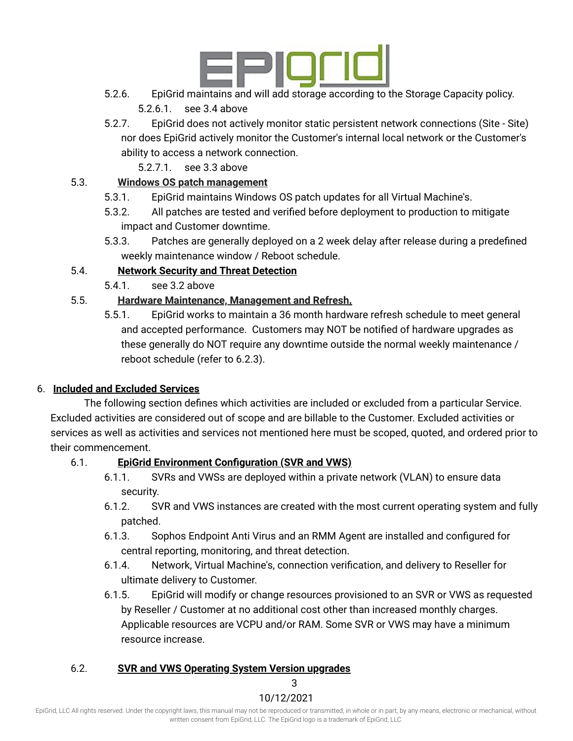- 5.2.6. EpiGrid maintains and will add storage according to the Storage Capacity policy.
  - 5.2.6.1. see 3.4 above
- 5.2.7. EpiGrid does not actively monitor static persistent network connections (Site - Site) nor does EpiGrid actively monitor the Customer's internal local network or the Customer's ability to access a network connection.
  - 5.2.7.1. see 3.3 above

5.3. **Windows OS patch management**

- 5.3.1. EpiGrid maintains Windows OS patch updates for all Virtual Machine's.
- 5.3.2. All patches are tested and verified before deployment to production to mitigate impact and Customer downtime.
- 5.3.3. Patches are generally deployed on a 2 week delay after release during a predefined weekly maintenance window / Reboot schedule.

5.4. **Network Security and Threat Detection**

- 5.4.1. see 3.2 above

5.5. **Hardware Maintenance, Management and Refresh.**

- 5.5.1. EpiGrid works to maintain a 36 month hardware refresh schedule to meet general and accepted performance. Customers may NOT be notified of hardware upgrades as these generally do NOT require any downtime outside the normal weekly maintenance / reboot schedule (refer to 6.2.3).

## 6. Included and Excluded Services

The following section defines which activities are included or excluded from a particular Service. Excluded activities are considered out of scope and are billable to the Customer. Excluded activities or services as well as activities and services not mentioned here must be scoped, quoted, and ordered prior to their commencement.

6.1. **EpiGrid Environment Configuration (SVR and VWS)**

- 6.1.1. SVRs and VWSs are deployed within a private network (VLAN) to ensure data security.
- 6.1.2. SVR and VWS instances are created with the most current operating system and fully patched.
- 6.1.3. Sophos Endpoint Anti Virus and an RMM Agent are installed and configured for central reporting, monitoring, and threat detection.
- 6.1.4. Network, Virtual Machine's, connection verification, and delivery to Reseller for ultimate delivery to Customer.
- 6.1.5. EpiGrid will modify or change resources provisioned to an SVR or VWS as requested by Reseller / Customer at no additional cost other than increased monthly charges. Applicable resources are VCPU and/or RAM. Some SVR or VWS may have a minimum resource increase.

6.2. **SVR and VWS Operating System Version upgrades**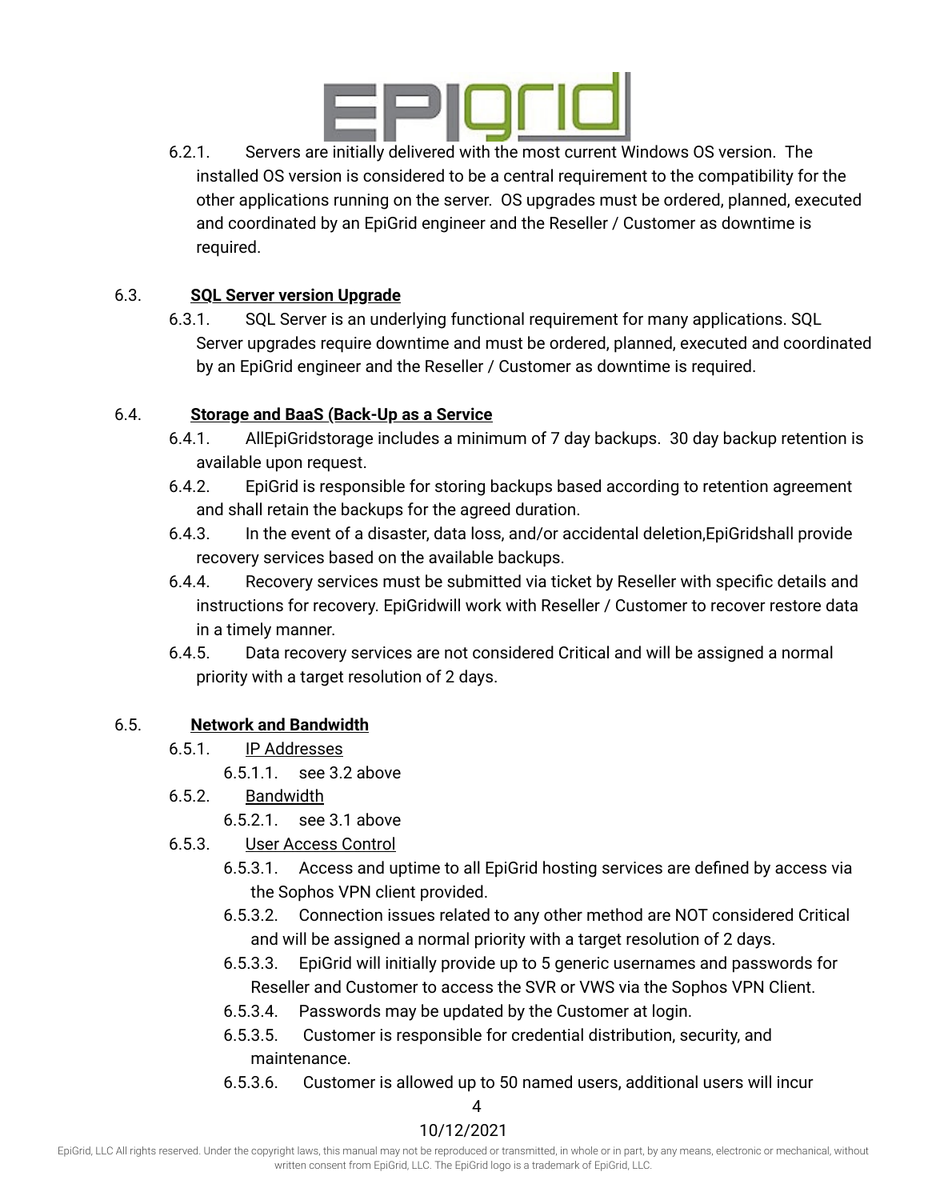6.2.1. Servers are initially delivered with the most current Windows OS version. The installed OS version is considered to be a central requirement to the compatibility for the other applications running on the server. OS upgrades must be ordered, planned, executed and coordinated by an EpiGrid engineer and the Reseller / Customer as downtime is required.

6.3. **SQL Server version Upgrade**

6.3.1. SQL Server is an underlying functional requirement for many applications. SQL Server upgrades require downtime and must be ordered, planned, executed and coordinated by an EpiGrid engineer and the Reseller / Customer as downtime is required.

6.4. **Storage and BaaS (Back-Up as a Service**

6.4.1. AllEpiGridstorage includes a minimum of 7 day backups. 30 day backup retention is available upon request.

6.4.2. EpiGrid is responsible for storing backups based according to retention agreement and shall retain the backups for the agreed duration.

6.4.3. In the event of a disaster, data loss, and/or accidental deletion,EpiGridshall provide recovery services based on the available backups.

6.4.4. Recovery services must be submitted via ticket by Reseller with specific details and instructions for recovery. EpiGridwill work with Reseller / Customer to recover restore data in a timely manner.

6.4.5. Data recovery services are not considered Critical and will be assigned a normal priority with a target resolution of 2 days.

6.5. **Network and Bandwidth**

6.5.1. IP Addresses

6.5.1.1. see 3.2 above

6.5.2. Bandwidth

6.5.2.1. see 3.1 above

6.5.3. User Access Control

6.5.3.1. Access and uptime to all EpiGrid hosting services are defined by access via the Sophos VPN client provided.

6.5.3.2. Connection issues related to any other method are NOT considered Critical and will be assigned a normal priority with a target resolution of 2 days.

6.5.3.3. EpiGrid will initially provide up to 5 generic usernames and passwords for Reseller and Customer to access the SVR or VWS via the Sophos VPN Client.

6.5.3.4. Passwords may be updated by the Customer at login.

6.5.3.5. Customer is responsible for credential distribution, security, and maintenance.

6.5.3.6. Customer is allowed up to 50 named users, additional users will incur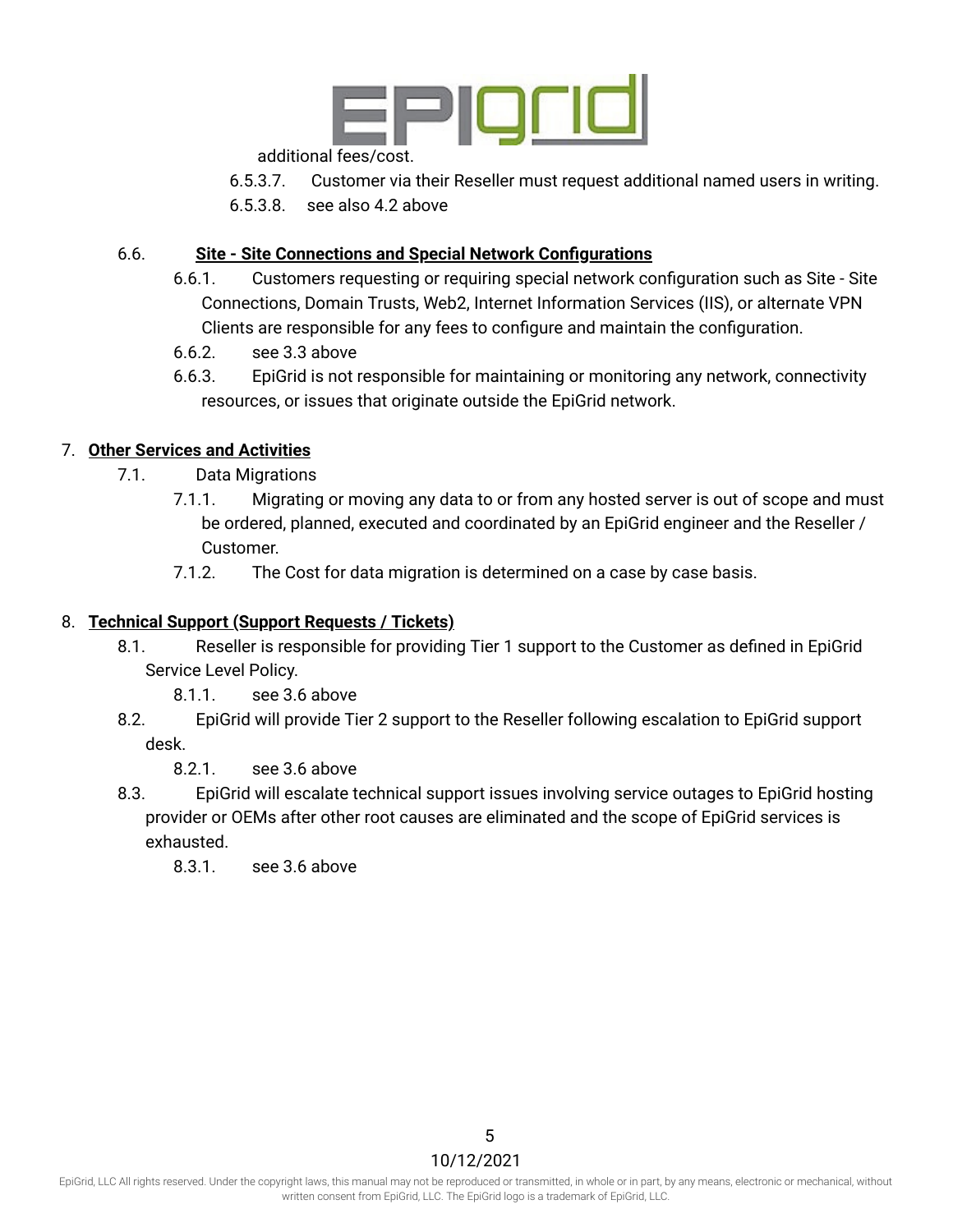additional fees/cost.

6.5.3.7. Customer via their Reseller must request additional named users in writing.

6.5.3.8. see also 4.2 above

6.6. **Site - Site Connections and Special Network Configurations**

6.6.1. Customers requesting or requiring special network configuration such as Site - Site Connections, Domain Trusts, Web2, Internet Information Services (IIS), or alternate VPN Clients are responsible for any fees to configure and maintain the configuration.

6.6.2. see 3.3 above

6.6.3. EpiGrid is not responsible for maintaining or monitoring any network, connectivity resources, or issues that originate outside the EpiGrid network.

7. **Other Services and Activities**

7.1. Data Migrations

7.1.1. Migrating or moving any data to or from any hosted server is out of scope and must be ordered, planned, executed and coordinated by an EpiGrid engineer and the Reseller / Customer.

7.1.2. The Cost for data migration is determined on a case by case basis.

8. **Technical Support (Support Requests / Tickets)**

8.1. Reseller is responsible for providing Tier 1 support to the Customer as defined in EpiGrid Service Level Policy.

8.1.1. see 3.6 above

8.2. EpiGrid will provide Tier 2 support to the Reseller following escalation to EpiGrid support desk.

8.2.1. see 3.6 above

8.3. EpiGrid will escalate technical support issues involving service outages to EpiGrid hosting provider or OEMs after other root causes are eliminated and the scope of EpiGrid services is exhausted.

8.3.1. see 3.6 above